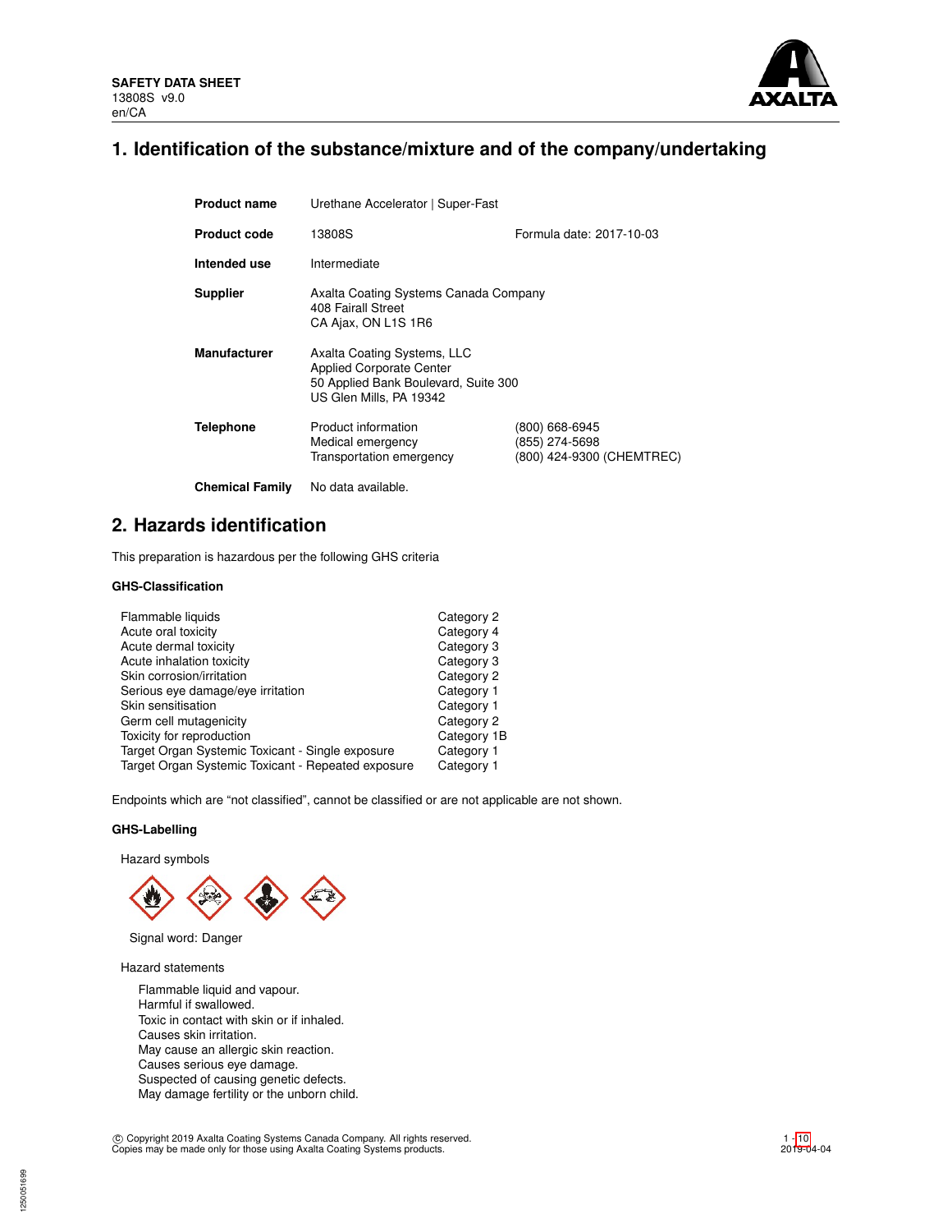**SAFETY DATA SHEET**
13808S v9.0
en/CA

# 1. Identification of the substance/mixture and of the company/undertaking

| | | |
|---|---|---|
| **Product name** | Urethane Accelerator \| Super-Fast | |
| **Product code** | 13808S | Formula date: 2017-10-03 |
| **Intended use** | Intermediate | |
| **Supplier** | Axalta Coating Systems Canada Company<br>408 Fairall Street<br>CA Ajax, ON L1S 1R6 | |
| **Manufacturer** | Axalta Coating Systems, LLC<br>Applied Corporate Center<br>50 Applied Bank Boulevard, Suite 300<br>US Glen Mills, PA 19342 | |
| **Telephone** | Product information<br>Medical emergency<br>Transportation emergency | (800) 668-6945<br>(855) 274-5698<br>(800) 424-9300 (CHEMTREC) |
| **Chemical Family** | No data available. | |

# 2. Hazards identification

This preparation is hazardous per the following GHS criteria

### GHS-Classification

| | |
|---|---|
| Flammable liquids | Category 2 |
| Acute oral toxicity | Category 4 |
| Acute dermal toxicity | Category 3 |
| Acute inhalation toxicity | Category 3 |
| Skin corrosion/irritation | Category 2 |
| Serious eye damage/eye irritation | Category 1 |
| Skin sensitisation | Category 1 |
| Germ cell mutagenicity | Category 2 |
| Toxicity for reproduction | Category 1B |
| Target Organ Systemic Toxicant - Single exposure | Category 1 |
| Target Organ Systemic Toxicant - Repeated exposure | Category 1 |

Endpoints which are "not classified", cannot be classified or are not applicable are not shown.

### GHS-Labelling

Hazard symbols

Signal word: Danger

Hazard statements

Flammable liquid and vapour.
Harmful if swallowed.
Toxic in contact with skin or if inhaled.
Causes skin irritation.
May cause an allergic skin reaction.
Causes serious eye damage.
Suspected of causing genetic defects.
May damage fertility or the unborn child.

© Copyright 2019 Axalta Coating Systems Canada Company. All rights reserved.
Copies may be made only for those using Axalta Coating Systems products.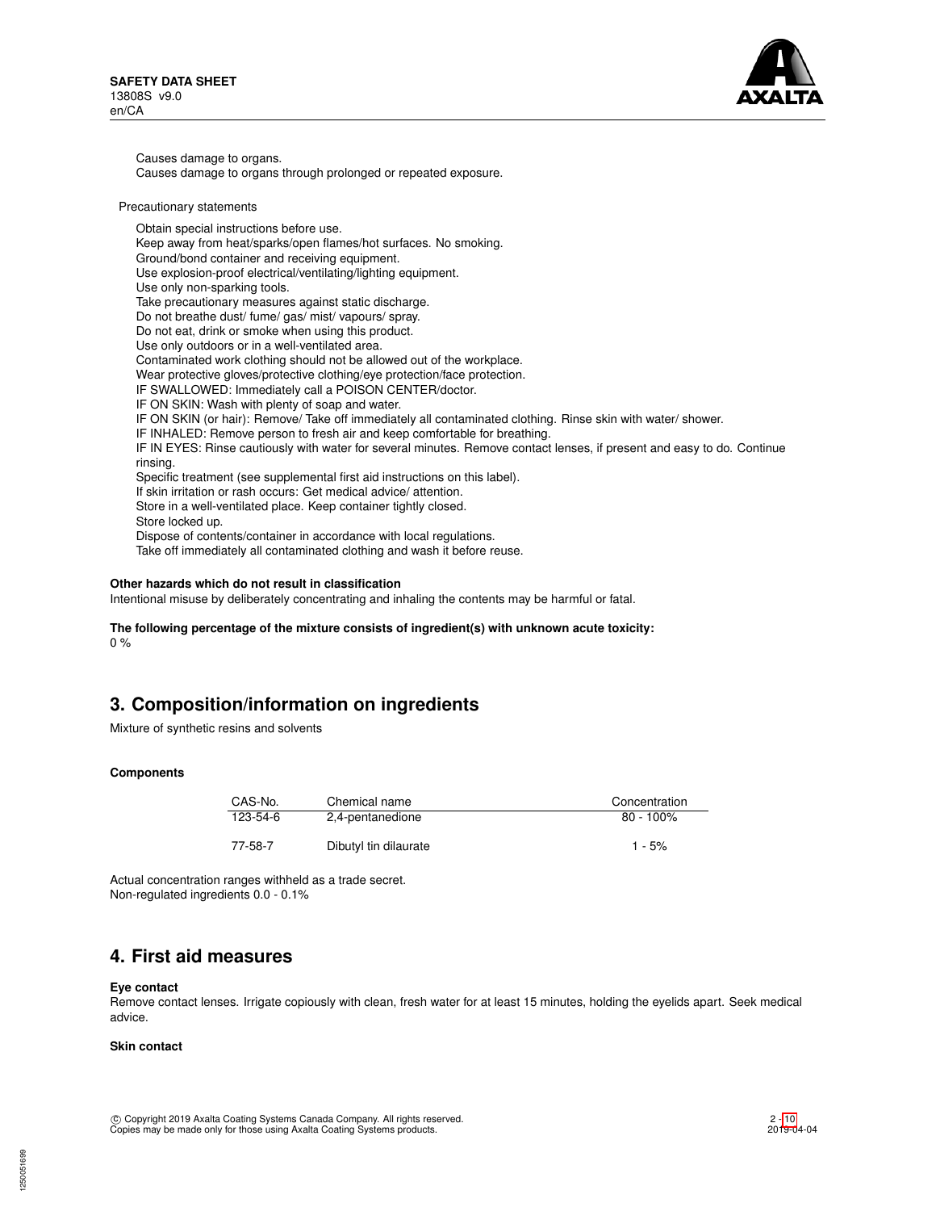Causes damage to organs.
Causes damage to organs through prolonged or repeated exposure.

Precautionary statements

Obtain special instructions before use.
Keep away from heat/sparks/open flames/hot surfaces. No smoking.
Ground/bond container and receiving equipment.
Use explosion-proof electrical/ventilating/lighting equipment.
Use only non-sparking tools.
Take precautionary measures against static discharge.
Do not breathe dust/ fume/ gas/ mist/ vapours/ spray.
Do not eat, drink or smoke when using this product.
Use only outdoors or in a well-ventilated area.
Contaminated work clothing should not be allowed out of the workplace.
Wear protective gloves/protective clothing/eye protection/face protection.
IF SWALLOWED: Immediately call a POISON CENTER/doctor.
IF ON SKIN: Wash with plenty of soap and water.
IF ON SKIN (or hair): Remove/ Take off immediately all contaminated clothing. Rinse skin with water/ shower.
IF INHALED: Remove person to fresh air and keep comfortable for breathing.
IF IN EYES: Rinse cautiously with water for several minutes. Remove contact lenses, if present and easy to do. Continue rinsing.
Specific treatment (see supplemental first aid instructions on this label).
If skin irritation or rash occurs: Get medical advice/ attention.
Store in a well-ventilated place. Keep container tightly closed.
Store locked up.
Dispose of contents/container in accordance with local regulations.
Take off immediately all contaminated clothing and wash it before reuse.

**Other hazards which do not result in classification**
Intentional misuse by deliberately concentrating and inhaling the contents may be harmful or fatal.

**The following percentage of the mixture consists of ingredient(s) with unknown acute toxicity:**
0 %

## 3. Composition/information on ingredients

Mixture of synthetic resins and solvents

**Components**

| CAS-No. | Chemical name | Concentration |
|---|---|---|
| 123-54-6 | 2,4-pentanedione | 80 - 100% |
| 77-58-7 | Dibutyl tin dilaurate | 1 - 5% |

Actual concentration ranges withheld as a trade secret.
Non-regulated ingredients 0.0 - 0.1%

## 4. First aid measures

**Eye contact**
Remove contact lenses. Irrigate copiously with clean, fresh water for at least 15 minutes, holding the eyelids apart. Seek medical advice.

**Skin contact**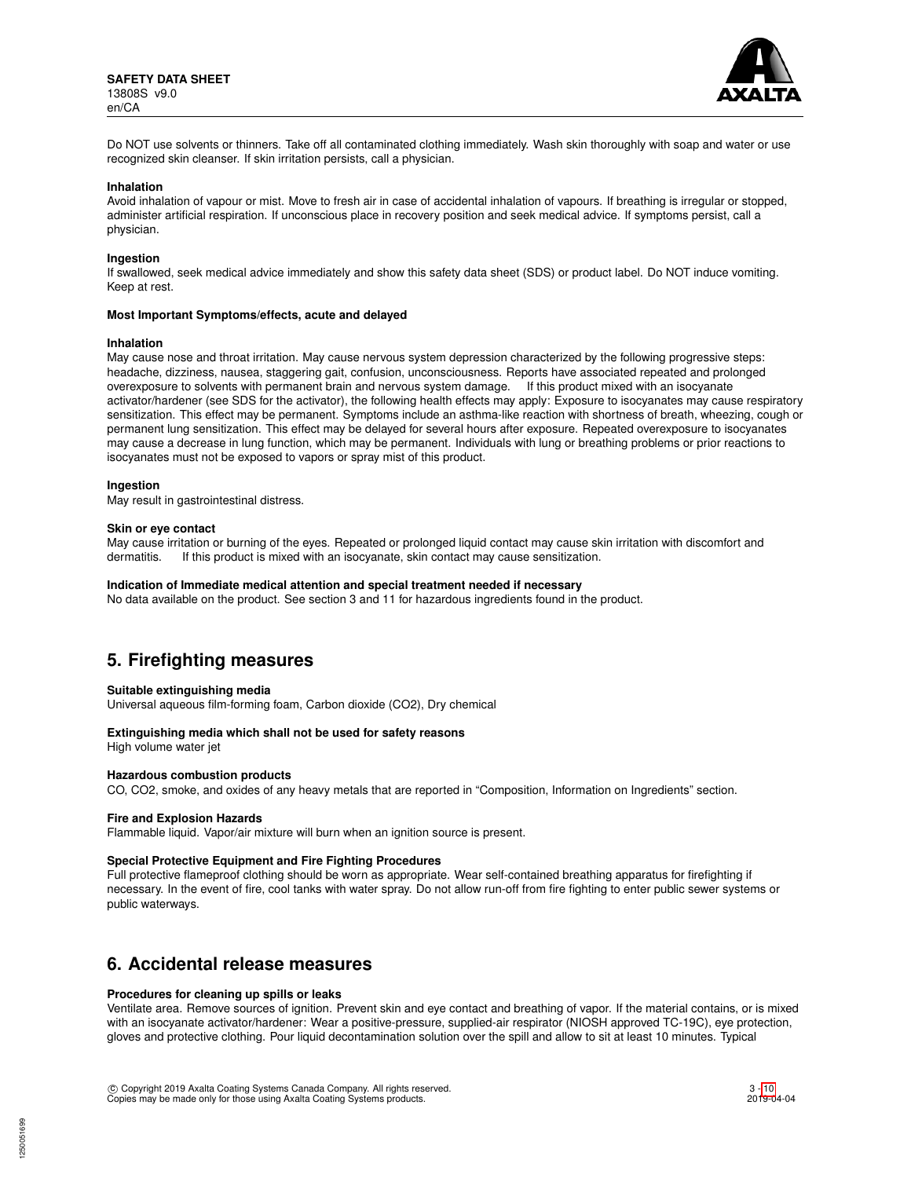Do NOT use solvents or thinners. Take off all contaminated clothing immediately. Wash skin thoroughly with soap and water or use recognized skin cleanser. If skin irritation persists, call a physician.

**Inhalation**
Avoid inhalation of vapour or mist. Move to fresh air in case of accidental inhalation of vapours. If breathing is irregular or stopped, administer artificial respiration. If unconscious place in recovery position and seek medical advice. If symptoms persist, call a physician.

**Ingestion**
If swallowed, seek medical advice immediately and show this safety data sheet (SDS) or product label. Do NOT induce vomiting. Keep at rest.

**Most Important Symptoms/effects, acute and delayed**

**Inhalation**
May cause nose and throat irritation. May cause nervous system depression characterized by the following progressive steps: headache, dizziness, nausea, staggering gait, confusion, unconsciousness. Reports have associated repeated and prolonged overexposure to solvents with permanent brain and nervous system damage. If this product mixed with an isocyanate activator/hardener (see SDS for the activator), the following health effects may apply: Exposure to isocyanates may cause respiratory sensitization. This effect may be permanent. Symptoms include an asthma-like reaction with shortness of breath, wheezing, cough or permanent lung sensitization. This effect may be delayed for several hours after exposure. Repeated overexposure to isocyanates may cause a decrease in lung function, which may be permanent. Individuals with lung or breathing problems or prior reactions to isocyanates must not be exposed to vapors or spray mist of this product.

**Ingestion**
May result in gastrointestinal distress.

**Skin or eye contact**
May cause irritation or burning of the eyes. Repeated or prolonged liquid contact may cause skin irritation with discomfort and dermatitis. If this product is mixed with an isocyanate, skin contact may cause sensitization.

**Indication of Immediate medical attention and special treatment needed if necessary**
No data available on the product. See section 3 and 11 for hazardous ingredients found in the product.

## 5. Firefighting measures

**Suitable extinguishing media**
Universal aqueous film-forming foam, Carbon dioxide ($CO_2$), Dry chemical

**Extinguishing media which shall not be used for safety reasons**
High volume water jet

**Hazardous combustion products**
CO, $CO_2$, smoke, and oxides of any heavy metals that are reported in “Composition, Information on Ingredients” section.

**Fire and Explosion Hazards**
Flammable liquid. Vapor/air mixture will burn when an ignition source is present.

**Special Protective Equipment and Fire Fighting Procedures**
Full protective flameproof clothing should be worn as appropriate. Wear self-contained breathing apparatus for firefighting if necessary. In the event of fire, cool tanks with water spray. Do not allow run-off from fire fighting to enter public sewer systems or public waterways.

## 6. Accidental release measures

**Procedures for cleaning up spills or leaks**
Ventilate area. Remove sources of ignition. Prevent skin and eye contact and breathing of vapor. If the material contains, or is mixed with an isocyanate activator/hardener: Wear a positive-pressure, supplied-air respirator (NIOSH approved TC-19C), eye protection, gloves and protective clothing. Pour liquid decontamination solution over the spill and allow to sit at least 10 minutes. Typical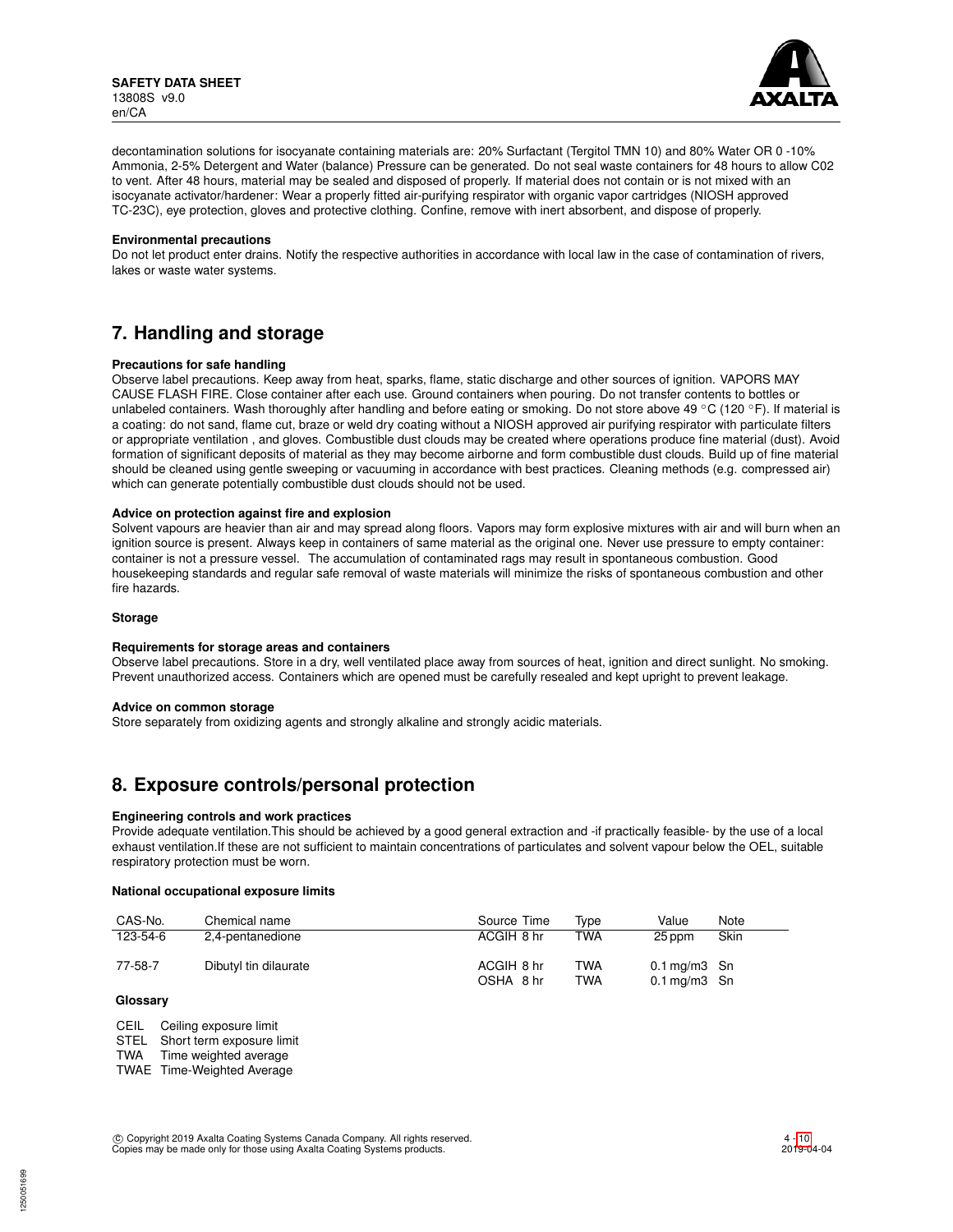decontamination solutions for isocyanate containing materials are: 20% Surfactant (Tergitol TMN 10) and 80% Water OR 0 -10% Ammonia, 2-5% Detergent and Water (balance) Pressure can be generated. Do not seal waste containers for 48 hours to allow C02 to vent. After 48 hours, material may be sealed and disposed of properly. If material does not contain or is not mixed with an isocyanate activator/hardener: Wear a properly fitted air-purifying respirator with organic vapor cartridges (NIOSH approved TC-23C), eye protection, gloves and protective clothing. Confine, remove with inert absorbent, and dispose of properly.

**Environmental precautions**

Do not let product enter drains. Notify the respective authorities in accordance with local law in the case of contamination of rivers, lakes or waste water systems.

## 7. Handling and storage

**Precautions for safe handling**

Observe label precautions. Keep away from heat, sparks, flame, static discharge and other sources of ignition. VAPORS MAY CAUSE FLASH FIRE. Close container after each use. Ground containers when pouring. Do not transfer contents to bottles or unlabeled containers. Wash thoroughly after handling and before eating or smoking. Do not store above 49 °C (120 °F). If material is a coating: do not sand, flame cut, braze or weld dry coating without a NIOSH approved air purifying respirator with particulate filters or appropriate ventilation , and gloves. Combustible dust clouds may be created where operations produce fine material (dust). Avoid formation of significant deposits of material as they may become airborne and form combustible dust clouds. Build up of fine material should be cleaned using gentle sweeping or vacuuming in accordance with best practices. Cleaning methods (e.g. compressed air) which can generate potentially combustible dust clouds should not be used.

**Advice on protection against fire and explosion**

Solvent vapours are heavier than air and may spread along floors. Vapors may form explosive mixtures with air and will burn when an ignition source is present. Always keep in containers of same material as the original one. Never use pressure to empty container: container is not a pressure vessel. The accumulation of contaminated rags may result in spontaneous combustion. Good housekeeping standards and regular safe removal of waste materials will minimize the risks of spontaneous combustion and other fire hazards.

**Storage**

**Requirements for storage areas and containers**

Observe label precautions. Store in a dry, well ventilated place away from sources of heat, ignition and direct sunlight. No smoking. Prevent unauthorized access. Containers which are opened must be carefully resealed and kept upright to prevent leakage.

**Advice on common storage**

Store separately from oxidizing agents and strongly alkaline and strongly acidic materials.

## 8. Exposure controls/personal protection

**Engineering controls and work practices**

Provide adequate ventilation.This should be achieved by a good general extraction and -if practically feasible- by the use of a local exhaust ventilation.If these are not sufficient to maintain concentrations of particulates and solvent vapour below the OEL, suitable respiratory protection must be worn.

**National occupational exposure limits**

| CAS-No. | Chemical name | Source | Time | Type | Value | Note |
|---|---|---|---|---|---|---|
| 123-54-6 | 2,4-pentanedione | ACGIH | 8 hr | TWA | 25 ppm | Skin |
| 77-58-7 | Dibutyl tin dilaurate | ACGIH | 8 hr | TWA | 0.1 mg/m3 | Sn |
| | | OSHA | 8 hr | TWA | 0.1 mg/m3 | Sn |

**Glossary**

CEIL Ceiling exposure limit
STEL Short term exposure limit
TWA Time weighted average
TWAE Time-Weighted Average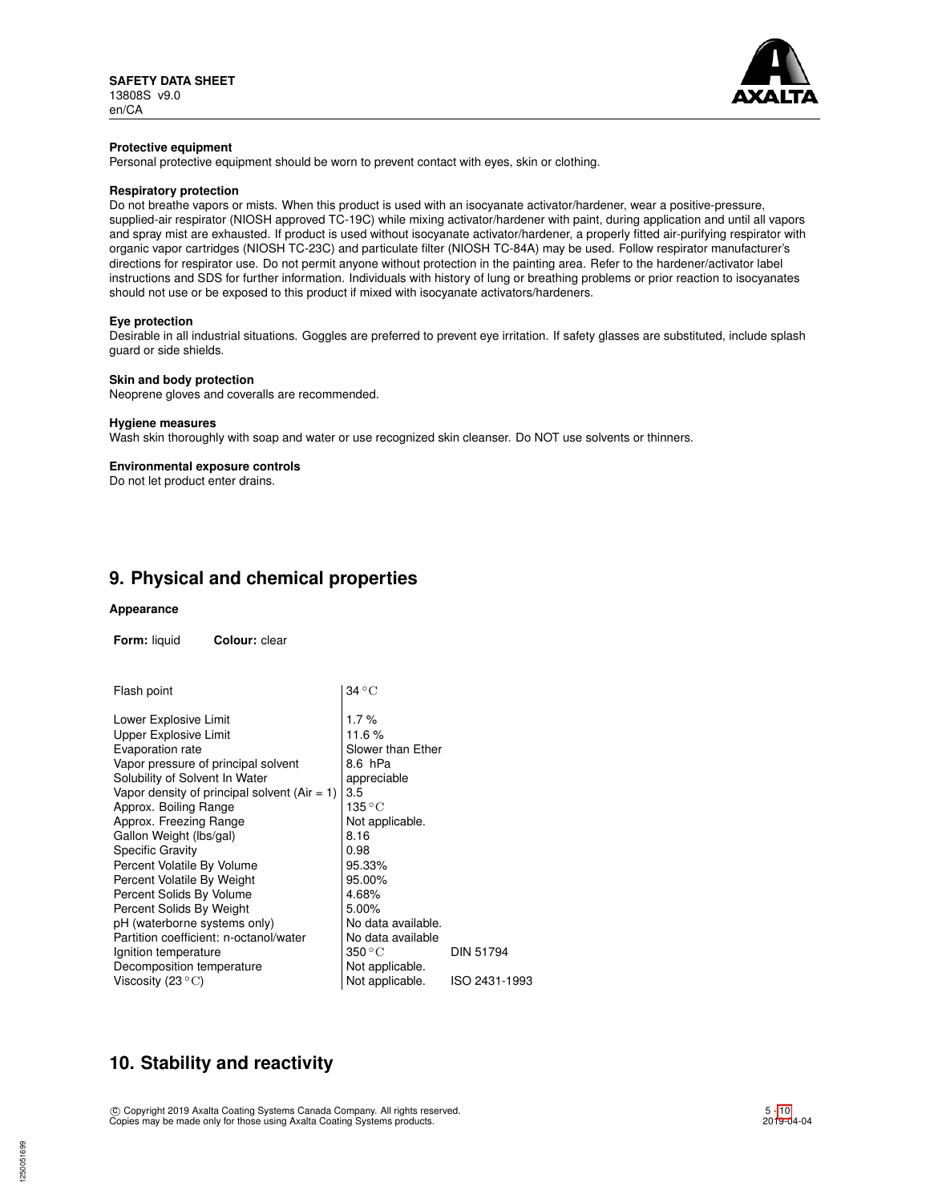### Protective equipment

Personal protective equipment should be worn to prevent contact with eyes, skin or clothing.

### Respiratory protection

Do not breathe vapors or mists. When this product is used with an isocyanate activator/hardener, wear a positive-pressure, supplied-air respirator (NIOSH approved TC-19C) while mixing activator/hardener with paint, during application and until all vapors and spray mist are exhausted. If product is used without isocyanate activator/hardener, a properly fitted air-purifying respirator with organic vapor cartridges (NIOSH TC-23C) and particulate filter (NIOSH TC-84A) may be used. Follow respirator manufacturer's directions for respirator use. Do not permit anyone without protection in the painting area. Refer to the hardener/activator label instructions and SDS for further information. Individuals with history of lung or breathing problems or prior reaction to isocyanates should not use or be exposed to this product if mixed with isocyanate activators/hardeners.

### Eye protection

Desirable in all industrial situations. Goggles are preferred to prevent eye irritation. If safety glasses are substituted, include splash guard or side shields.

### Skin and body protection

Neoprene gloves and coveralls are recommended.

### Hygiene measures

Wash skin thoroughly with soap and water or use recognized skin cleanser. Do NOT use solvents or thinners.

### Environmental exposure controls

Do not let product enter drains.

## 9. Physical and chemical properties

### Appearance

**Form:** liquid **Colour:** clear

| Property | Value | Method |
|---|---|---|
| Flash point | 34 °C | |
| Lower Explosive Limit | 1.7 % | |
| Upper Explosive Limit | 11.6 % | |
| Evaporation rate | Slower than Ether | |
| Vapor pressure of principal solvent | 8.6 hPa | |
| Solubility of Solvent In Water | appreciable | |
| Vapor density of principal solvent (Air = 1) | 3.5 | |
| Approx. Boiling Range | 135 °C | |
| Approx. Freezing Range | Not applicable. | |
| Gallon Weight (lbs/gal) | 8.16 | |
| Specific Gravity | 0.98 | |
| Percent Volatile By Volume | 95.33% | |
| Percent Volatile By Weight | 95.00% | |
| Percent Solids By Volume | 4.68% | |
| Percent Solids By Weight | 5.00% | |
| pH (waterborne systems only) | No data available. | |
| Partition coefficient: n-octanol/water | No data available | |
| Ignition temperature | 350 °C | DIN 51794 |
| Decomposition temperature | Not applicable. | |
| Viscosity (23 °C) | Not applicable. | ISO 2431-1993 |

## 10. Stability and reactivity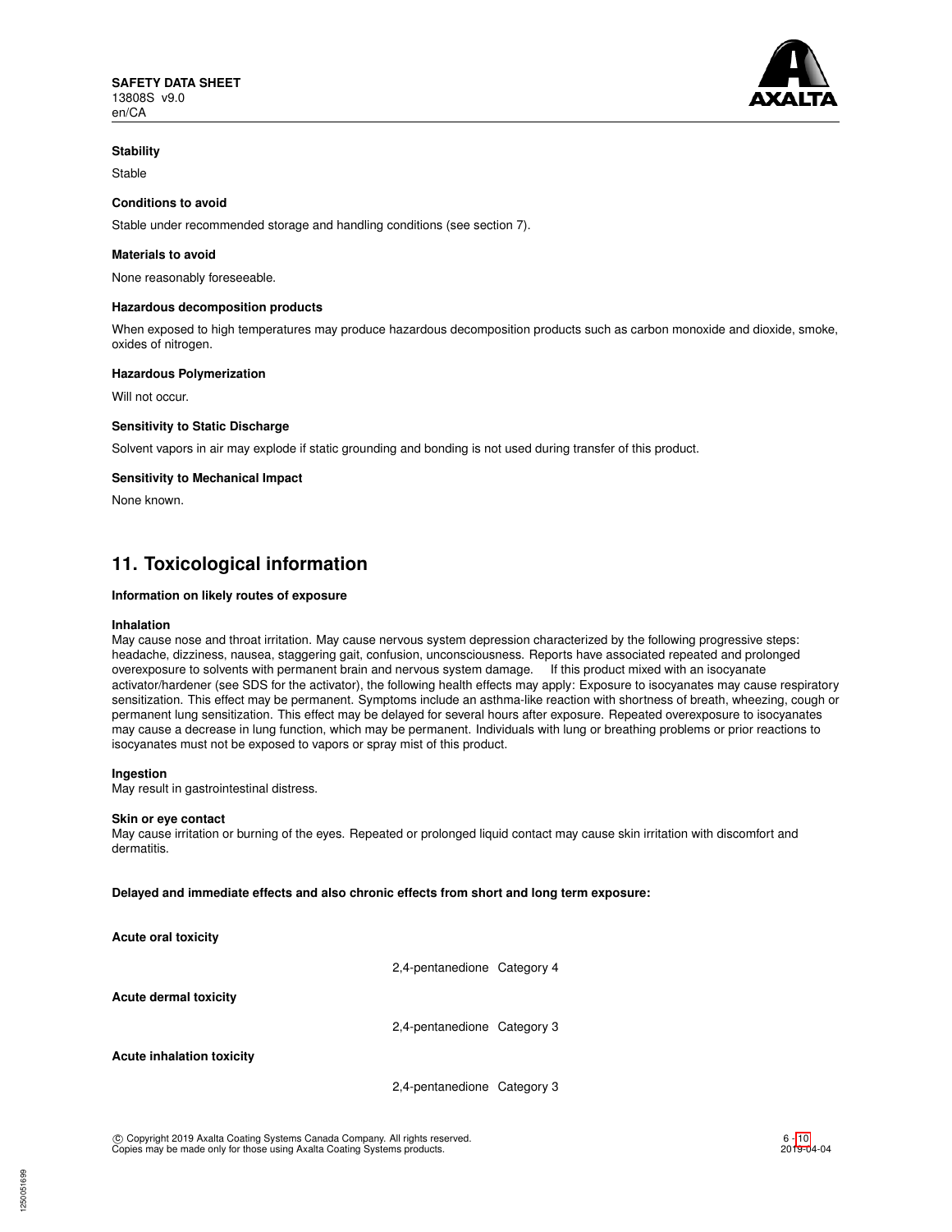**Stability**

Stable

**Conditions to avoid**

Stable under recommended storage and handling conditions (see section 7).

**Materials to avoid**

None reasonably foreseeable.

**Hazardous decomposition products**

When exposed to high temperatures may produce hazardous decomposition products such as carbon monoxide and dioxide, smoke, oxides of nitrogen.

**Hazardous Polymerization**

Will not occur.

**Sensitivity to Static Discharge**

Solvent vapors in air may explode if static grounding and bonding is not used during transfer of this product.

**Sensitivity to Mechanical Impact**

None known.

## 11. Toxicological information

**Information on likely routes of exposure**

**Inhalation**
May cause nose and throat irritation. May cause nervous system depression characterized by the following progressive steps: headache, dizziness, nausea, staggering gait, confusion, unconsciousness. Reports have associated repeated and prolonged overexposure to solvents with permanent brain and nervous system damage. If this product mixed with an isocyanate activator/hardener (see SDS for the activator), the following health effects may apply: Exposure to isocyanates may cause respiratory sensitization. This effect may be permanent. Symptoms include an asthma-like reaction with shortness of breath, wheezing, cough or permanent lung sensitization. This effect may be delayed for several hours after exposure. Repeated overexposure to isocyanates may cause a decrease in lung function, which may be permanent. Individuals with lung or breathing problems or prior reactions to isocyanates must not be exposed to vapors or spray mist of this product.

**Ingestion**
May result in gastrointestinal distress.

**Skin or eye contact**
May cause irritation or burning of the eyes. Repeated or prolonged liquid contact may cause skin irritation with discomfort and dermatitis.

**Delayed and immediate effects and also chronic effects from short and long term exposure:**

**Acute oral toxicity**

2,4-pentanedione Category 4

**Acute dermal toxicity**

2,4-pentanedione Category 3

**Acute inhalation toxicity**

2,4-pentanedione Category 3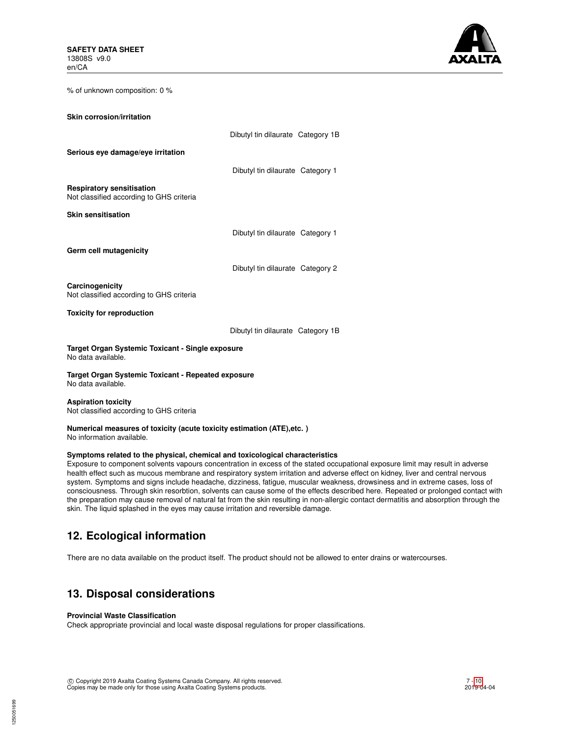% of unknown composition: 0 %

**Skin corrosion/irritation**

Dibutyl tin dilaurate Category 1B

**Serious eye damage/eye irritation**

Dibutyl tin dilaurate Category 1

**Respiratory sensitisation**
Not classified according to GHS criteria

**Skin sensitisation**

Dibutyl tin dilaurate Category 1

**Germ cell mutagenicity**

Dibutyl tin dilaurate Category 2

**Carcinogenicity**
Not classified according to GHS criteria

**Toxicity for reproduction**

Dibutyl tin dilaurate Category 1B

**Target Organ Systemic Toxicant - Single exposure**
No data available.

**Target Organ Systemic Toxicant - Repeated exposure**
No data available.

**Aspiration toxicity**
Not classified according to GHS criteria

**Numerical measures of toxicity (acute toxicity estimation (ATE),etc. )**
No information available.

**Symptoms related to the physical, chemical and toxicological characteristics**
Exposure to component solvents vapours concentration in excess of the stated occupational exposure limit may result in adverse health effect such as mucous membrane and respiratory system irritation and adverse effect on kidney, liver and central nervous system. Symptoms and signs include headache, dizziness, fatigue, muscular weakness, drowsiness and in extreme cases, loss of consciousness. Through skin resorbtion, solvents can cause some of the effects described here. Repeated or prolonged contact with the preparation may cause removal of natural fat from the skin resulting in non-allergic contact dermatitis and absorption through the skin. The liquid splashed in the eyes may cause irritation and reversible damage.

## 12. Ecological information

There are no data available on the product itself. The product should not be allowed to enter drains or watercourses.

## 13. Disposal considerations

**Provincial Waste Classification**
Check appropriate provincial and local waste disposal regulations for proper classifications.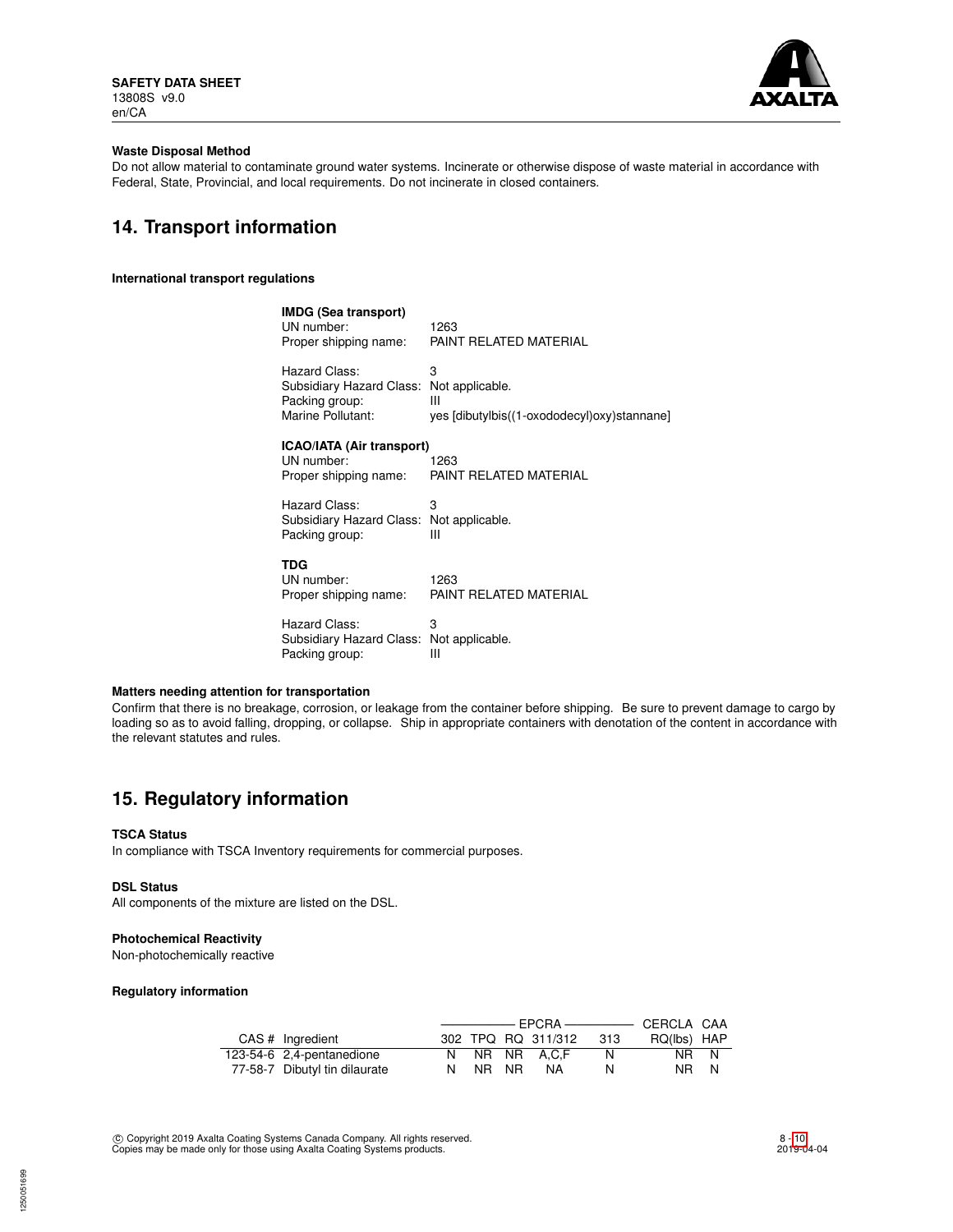**Waste Disposal Method**

Do not allow material to contaminate ground water systems. Incinerate or otherwise dispose of waste material in accordance with Federal, State, Provincial, and local requirements. Do not incinerate in closed containers.

## 14. Transport information

**International transport regulations**

**IMDG (Sea transport)**

| | |
|---|---|
| UN number: | 1263 |
| Proper shipping name: | PAINT RELATED MATERIAL |
| Hazard Class: | 3 |
| Subsidiary Hazard Class: | Not applicable. |
| Packing group: | III |
| Marine Pollutant: | yes [dibutylbis((1-oxododecyl)oxy)stannane] |

**ICAO/IATA (Air transport)**

| | |
|---|---|
| UN number: | 1263 |
| Proper shipping name: | PAINT RELATED MATERIAL |
| Hazard Class: | 3 |
| Subsidiary Hazard Class: | Not applicable. |
| Packing group: | III |

**TDG**

| | |
|---|---|
| UN number: | 1263 |
| Proper shipping name: | PAINT RELATED MATERIAL |
| Hazard Class: | 3 |
| Subsidiary Hazard Class: | Not applicable. |
| Packing group: | III |

**Matters needing attention for transportation**

Confirm that there is no breakage, corrosion, or leakage from the container before shipping. Be sure to prevent damage to cargo by loading so as to avoid falling, dropping, or collapse. Ship in appropriate containers with denotation of the content in accordance with the relevant statutes and rules.

## 15. Regulatory information

**TSCA Status**

In compliance with TSCA Inventory requirements for commercial purposes.

**DSL Status**

All components of the mixture are listed on the DSL.

**Photochemical Reactivity**

Non-photochemically reactive

**Regulatory information**

| | | EPCRA | | | | | CERCLA | CAA |
|---|---|---|---|---|---|---|---|---|
| CAS # | Ingredient | 302 | TPQ | RQ | 311/312 | 313 | RQ(lbs) | HAP |
| 123-54-6 | 2,4-pentanedione | N | NR | NR | A,C,F | N | NR | N |
| 77-58-7 | Dibutyl tin dilaurate | N | NR | NR | NA | N | NR | N |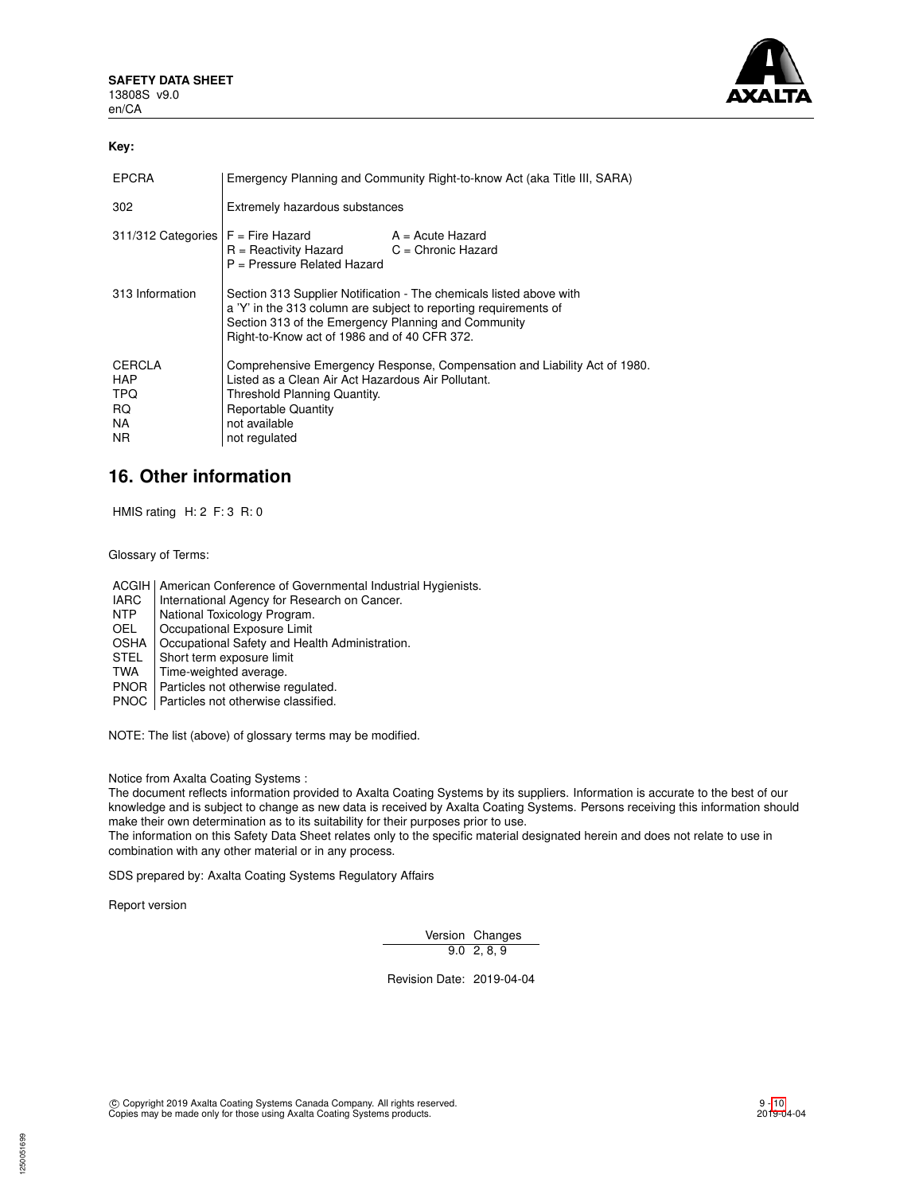**Key:**

| | |
|---|---|
| EPCRA | Emergency Planning and Community Right-to-know Act (aka Title III, SARA) |
| 302 | Extremely hazardous substances |
| 311/312 Categories | F = Fire Hazard A = Acute Hazard<br>R = Reactivity Hazard C = Chronic Hazard<br>P = Pressure Related Hazard |
| 313 Information | Section 313 Supplier Notification - The chemicals listed above with a 'Y' in the 313 column are subject to reporting requirements of Section 313 of the Emergency Planning and Community Right-to-Know act of 1986 and of 40 CFR 372. |
| CERCLA | Comprehensive Emergency Response, Compensation and Liability Act of 1980. |
| HAP | Listed as a Clean Air Act Hazardous Air Pollutant. |
| TPQ | Threshold Planning Quantity. |
| RQ | Reportable Quantity |
| NA | not available |
| NR | not regulated |

## 16. Other information

HMIS rating H: 2 F: 3 R: 0

Glossary of Terms:

| | |
|---|---|
| ACGIH | American Conference of Governmental Industrial Hygienists. |
| IARC | International Agency for Research on Cancer. |
| NTP | National Toxicology Program. |
| OEL | Occupational Exposure Limit |
| OSHA | Occupational Safety and Health Administration. |
| STEL | Short term exposure limit |
| TWA | Time-weighted average. |
| PNOR | Particles not otherwise regulated. |
| PNOC | Particles not otherwise classified. |

NOTE: The list (above) of glossary terms may be modified.

Notice from Axalta Coating Systems :
The document reflects information provided to Axalta Coating Systems by its suppliers. Information is accurate to the best of our knowledge and is subject to change as new data is received by Axalta Coating Systems. Persons receiving this information should make their own determination as to its suitability for their purposes prior to use.
The information on this Safety Data Sheet relates only to the specific material designated herein and does not relate to use in combination with any other material or in any process.

SDS prepared by: Axalta Coating Systems Regulatory Affairs

Report version

| Version | Changes |
|---|---|
| 9.0 | 2, 8, 9 |

Revision Date: 2019-04-04

© Copyright 2019 Axalta Coating Systems Canada Company. All rights reserved.
Copies may be made only for those using Axalta Coating Systems products.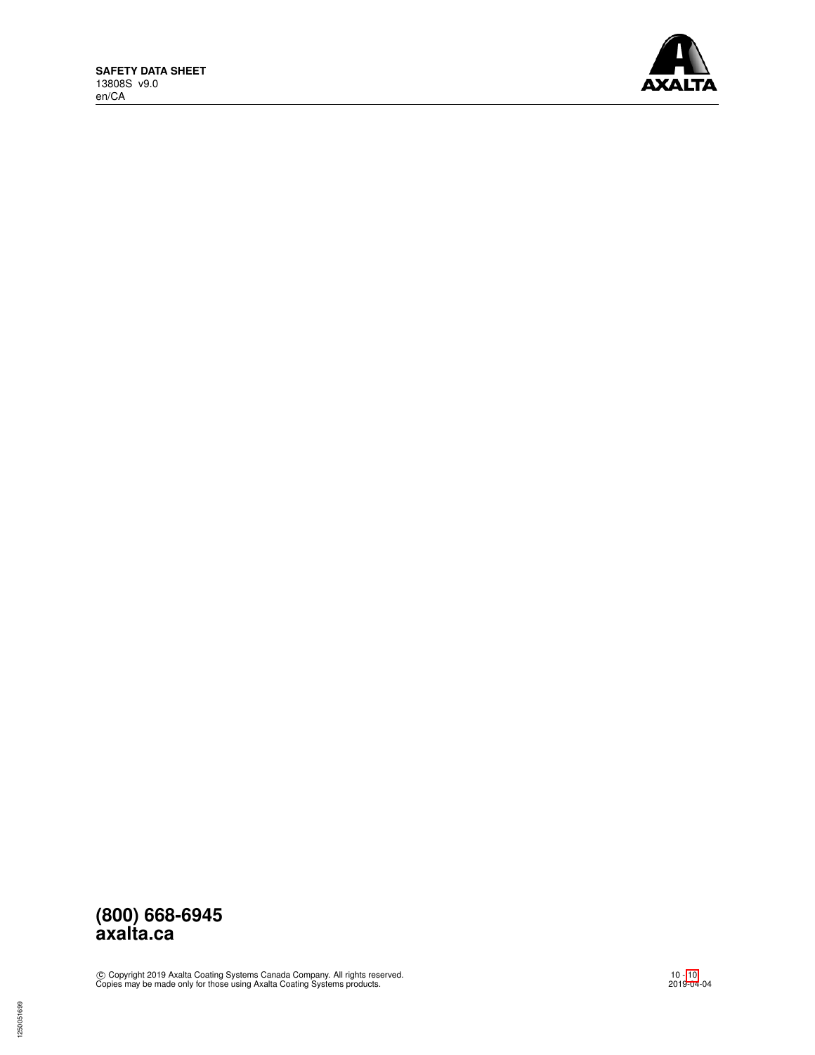**(800) 668-6945**
**axalta.ca**

© Copyright 2019 Axalta Coating Systems Canada Company. All rights reserved.
Copies may be made only for those using Axalta Coating Systems products.